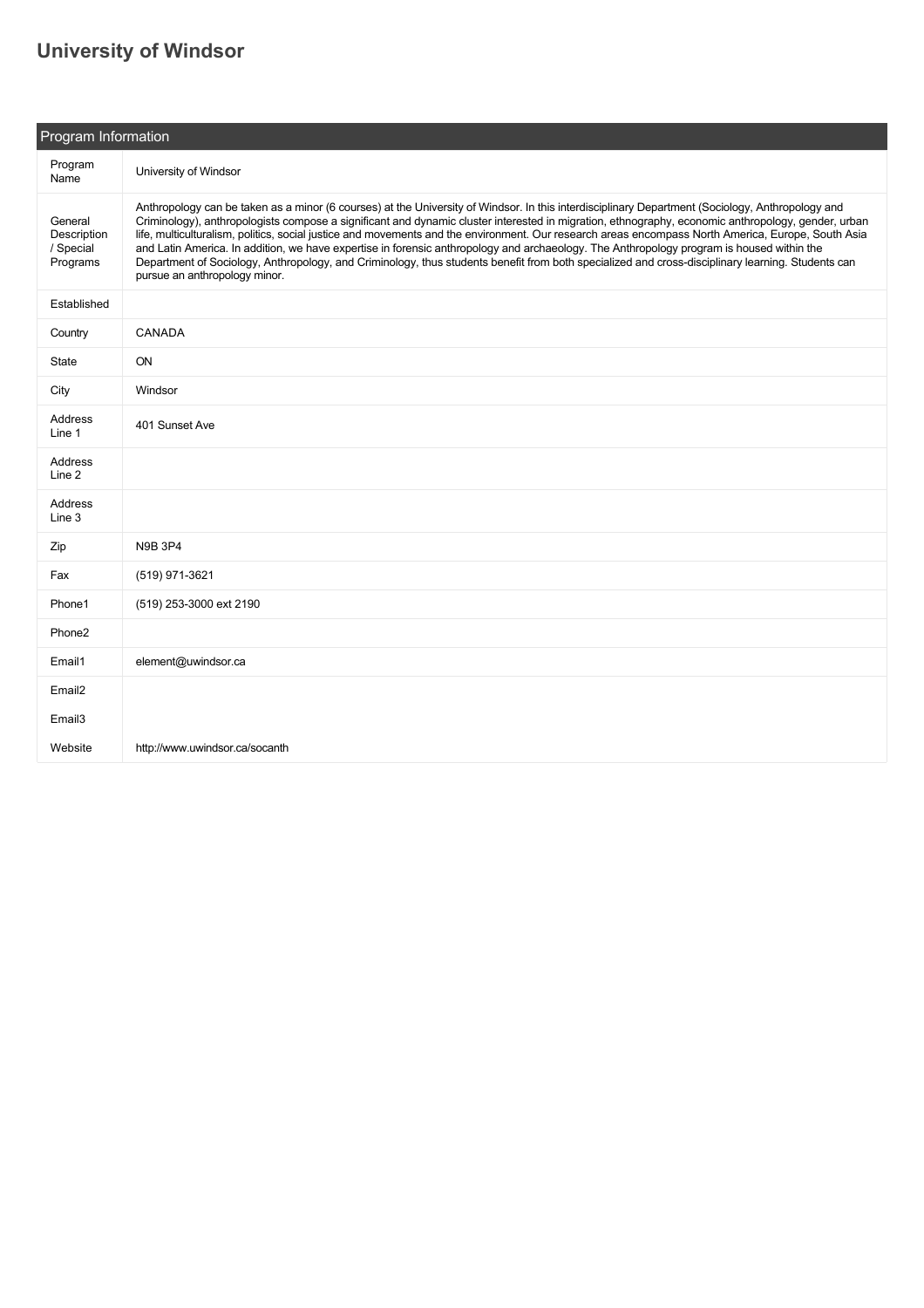# University of Windsor

| Program Information | |
|---|---|
| Program Name | University of Windsor |
| General Description / Special Programs | Anthropology can be taken as a minor (6 courses) at the University of Windsor. In this interdisciplinary Department (Sociology, Anthropology and Criminology), anthropologists compose a significant and dynamic cluster interested in migration, ethnography, economic anthropology, gender, urban life, multiculturalism, politics, social justice and movements and the environment. Our research areas encompass North America, Europe, South Asia and Latin America. In addition, we have expertise in forensic anthropology and archaeology. The Anthropology program is housed within the Department of Sociology, Anthropology, and Criminology, thus students benefit from both specialized and cross-disciplinary learning. Students can pursue an anthropology minor. |
| Established | |
| Country | CANADA |
| State | ON |
| City | Windsor |
| Address Line 1 | 401 Sunset Ave |
| Address Line 2 | |
| Address Line 3 | |
| Zip | N9B 3P4 |
| Fax | (519) 971-3621 |
| Phone1 | (519) 253-3000 ext 2190 |
| Phone2 | |
| Email1 | element@uwindsor.ca |
| Email2 | |
| Email3 | |
| Website | http://www.uwindsor.ca/socanth |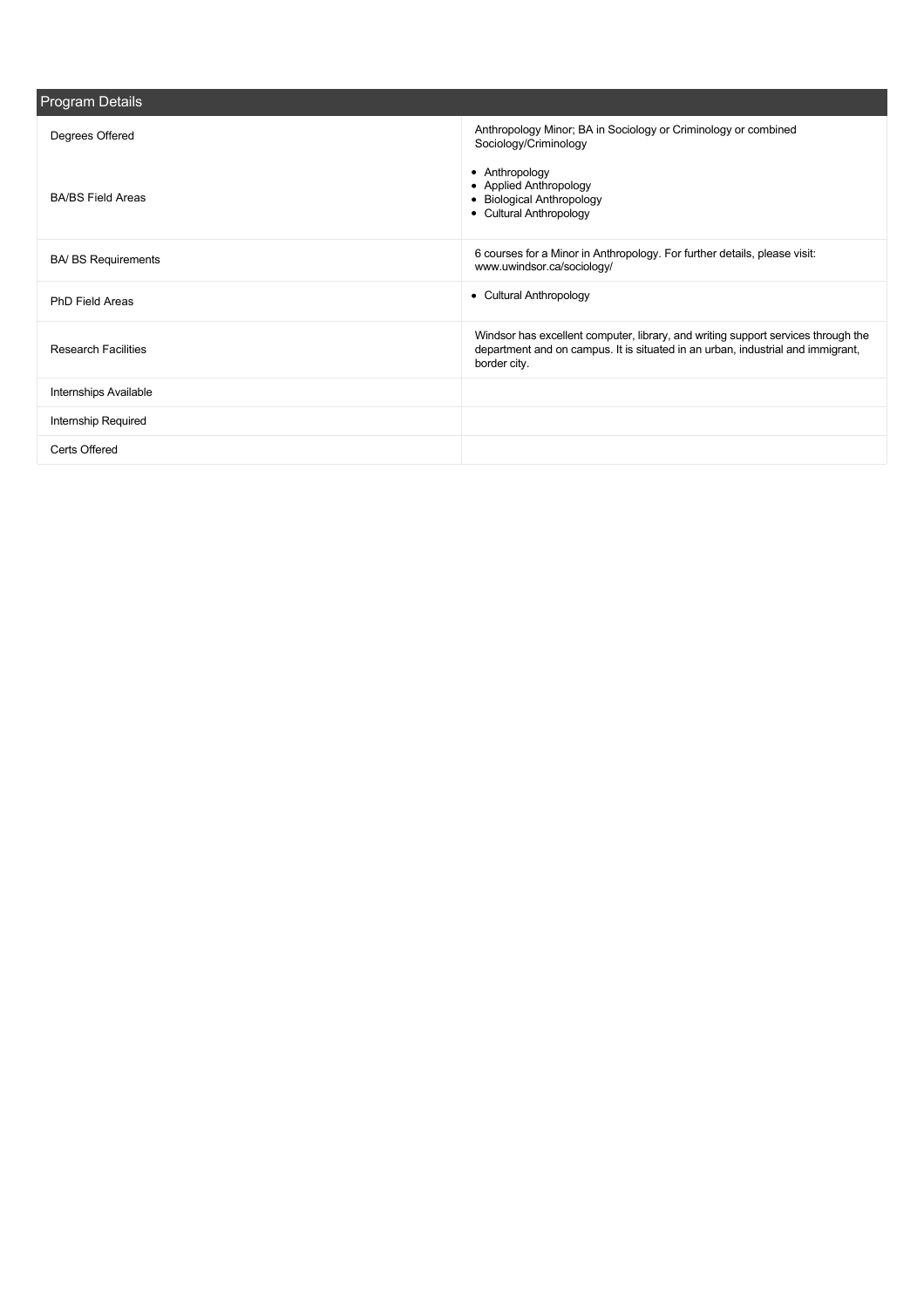## Program Details

| Program Details | |
|---|---|
| Degrees Offered | Anthropology Minor; BA in Sociology or Criminology or combined Sociology/Criminology |
| BA/BS Field Areas | • Anthropology<br>• Applied Anthropology<br>• Biological Anthropology<br>• Cultural Anthropology |
| BA/ BS Requirements | 6 courses for a Minor in Anthropology. For further details, please visit: www.uwindsor.ca/sociology/ |
| PhD Field Areas | • Cultural Anthropology |
| Research Facilities | Windsor has excellent computer, library, and writing support services through the department and on campus. It is situated in an urban, industrial and immigrant, border city. |
| Internships Available | |
| Internship Required | |
| Certs Offered | |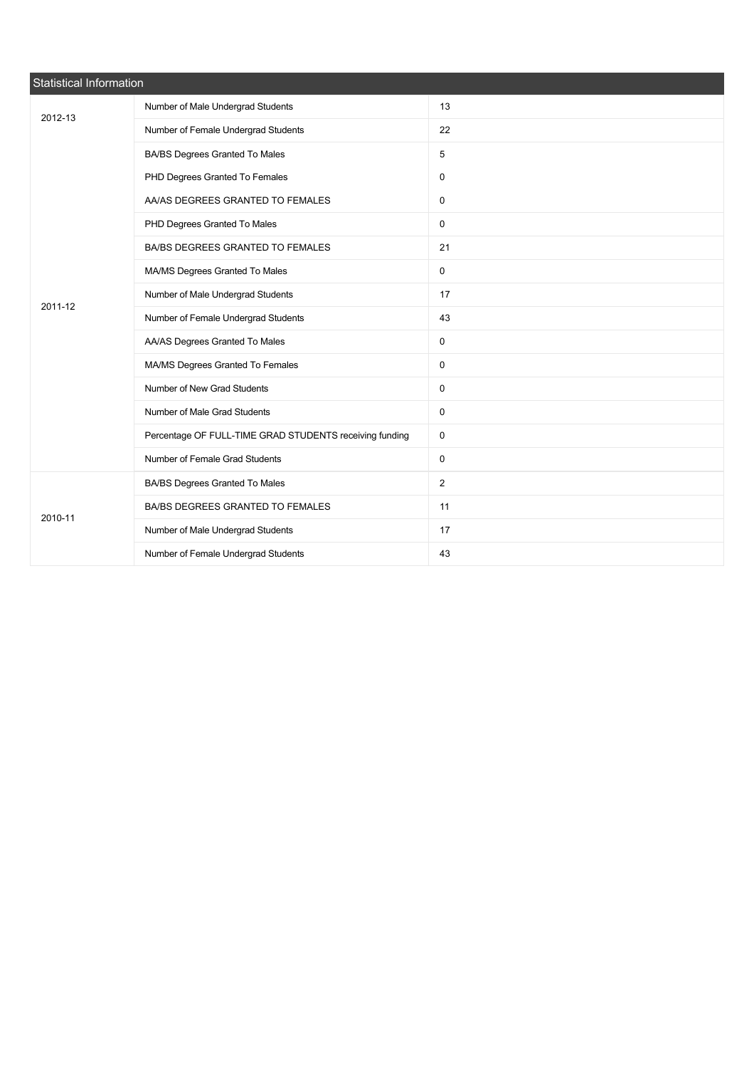| Statistical Information | | |
|---|---|---|
| 2012-13 | Number of Male Undergrad Students | 13 |
| | Number of Female Undergrad Students | 22 |
| 2011-12 | BA/BS Degrees Granted To Males | 5 |
| | PHD Degrees Granted To Females | 0 |
| | AA/AS DEGREES GRANTED TO FEMALES | 0 |
| | PHD Degrees Granted To Males | 0 |
| | BA/BS DEGREES GRANTED TO FEMALES | 21 |
| | MA/MS Degrees Granted To Males | 0 |
| | Number of Male Undergrad Students | 17 |
| | Number of Female Undergrad Students | 43 |
| | AA/AS Degrees Granted To Males | 0 |
| | MA/MS Degrees Granted To Females | 0 |
| | Number of New Grad Students | 0 |
| | Number of Male Grad Students | 0 |
| | Percentage OF FULL-TIME GRAD STUDENTS receiving funding | 0 |
| | Number of Female Grad Students | 0 |
| 2010-11 | BA/BS Degrees Granted To Males | 2 |
| | BA/BS DEGREES GRANTED TO FEMALES | 11 |
| | Number of Male Undergrad Students | 17 |
| | Number of Female Undergrad Students | 43 |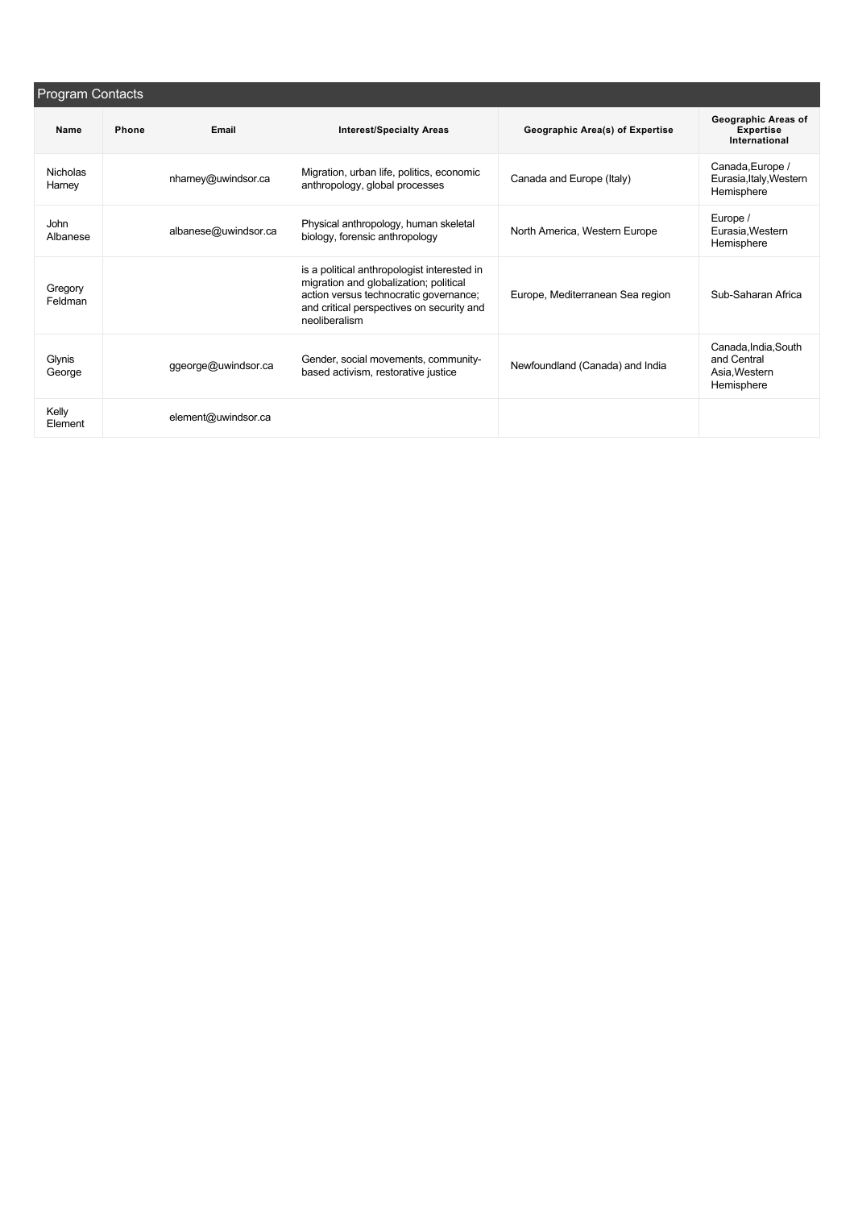## Program Contacts

| Name | Phone | Email | Interest/Specialty Areas | Geographic Area(s) of Expertise | Geographic Areas of Expertise International |
| --- | --- | --- | --- | --- | --- |
| Nicholas Harney | | nharney@uwindsor.ca | Migration, urban life, politics, economic anthropology, global processes | Canada and Europe (Italy) | Canada,Europe / Eurasia,Italy,Western Hemisphere |
| John Albanese | | albanese@uwindsor.ca | Physical anthropology, human skeletal biology, forensic anthropology | North America, Western Europe | Europe / Eurasia,Western Hemisphere |
| Gregory Feldman | | | is a political anthropologist interested in migration and globalization; political action versus technocratic governance; and critical perspectives on security and neoliberalism | Europe, Mediterranean Sea region | Sub-Saharan Africa |
| Glynis George | | ggeorge@uwindsor.ca | Gender, social movements, community-based activism, restorative justice | Newfoundland (Canada) and India | Canada,India,South and Central Asia,Western Hemisphere |
| Kelly Element | | element@uwindsor.ca | | | |